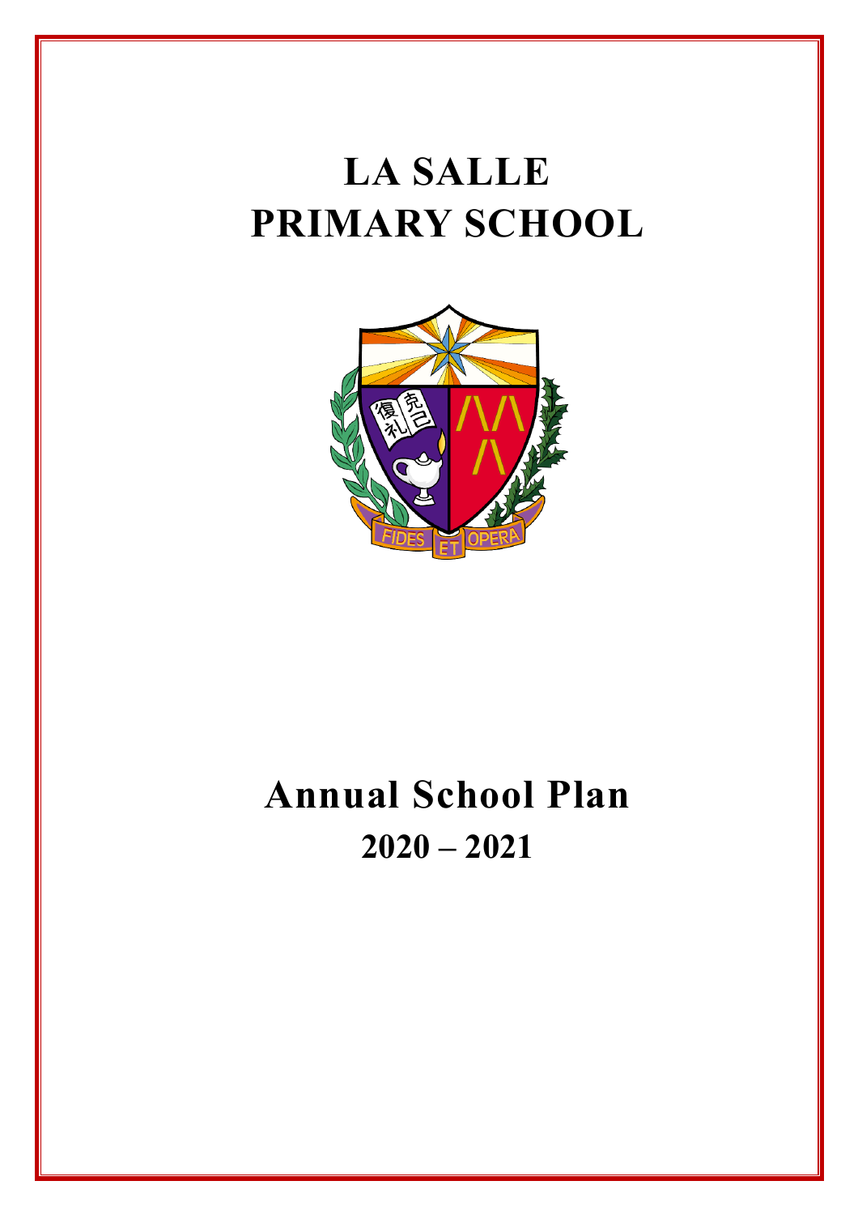# LA SALLE PRIMARY SCHOOL

# Annual School Plan

## 2020 – 2021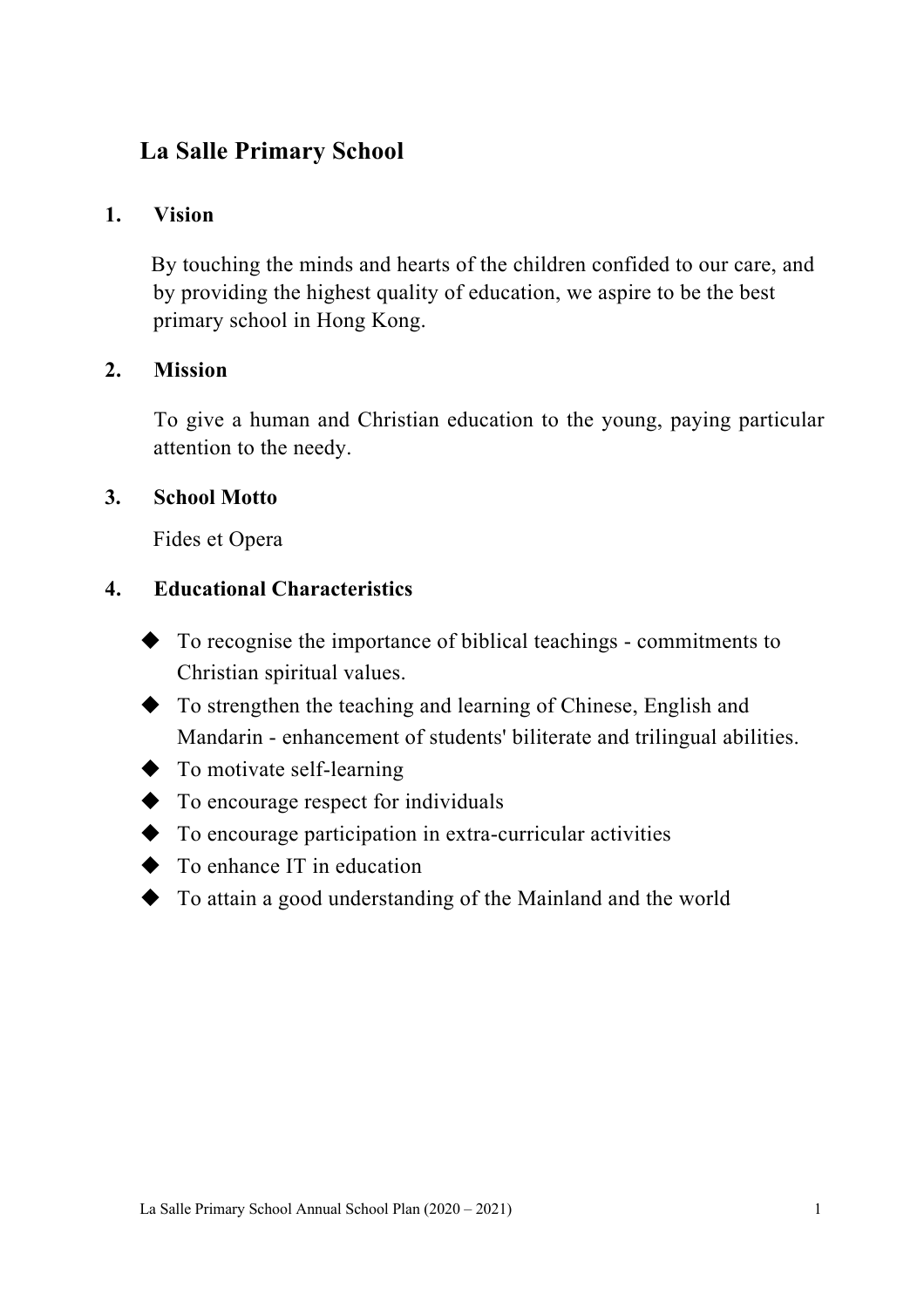# La Salle Primary School

## 1. Vision

By touching the minds and hearts of the children confided to our care, and by providing the highest quality of education, we aspire to be the best primary school in Hong Kong.

## 2. Mission

To give a human and Christian education to the young, paying particular attention to the needy.

## 3. School Motto

Fides et Opera

## 4. Educational Characteristics

- To recognise the importance of biblical teachings - commitments to Christian spiritual values.
- To strengthen the teaching and learning of Chinese, English and Mandarin - enhancement of students' biliterate and trilingual abilities.
- To motivate self-learning
- To encourage respect for individuals
- To encourage participation in extra-curricular activities
- To enhance IT in education
- To attain a good understanding of the Mainland and the world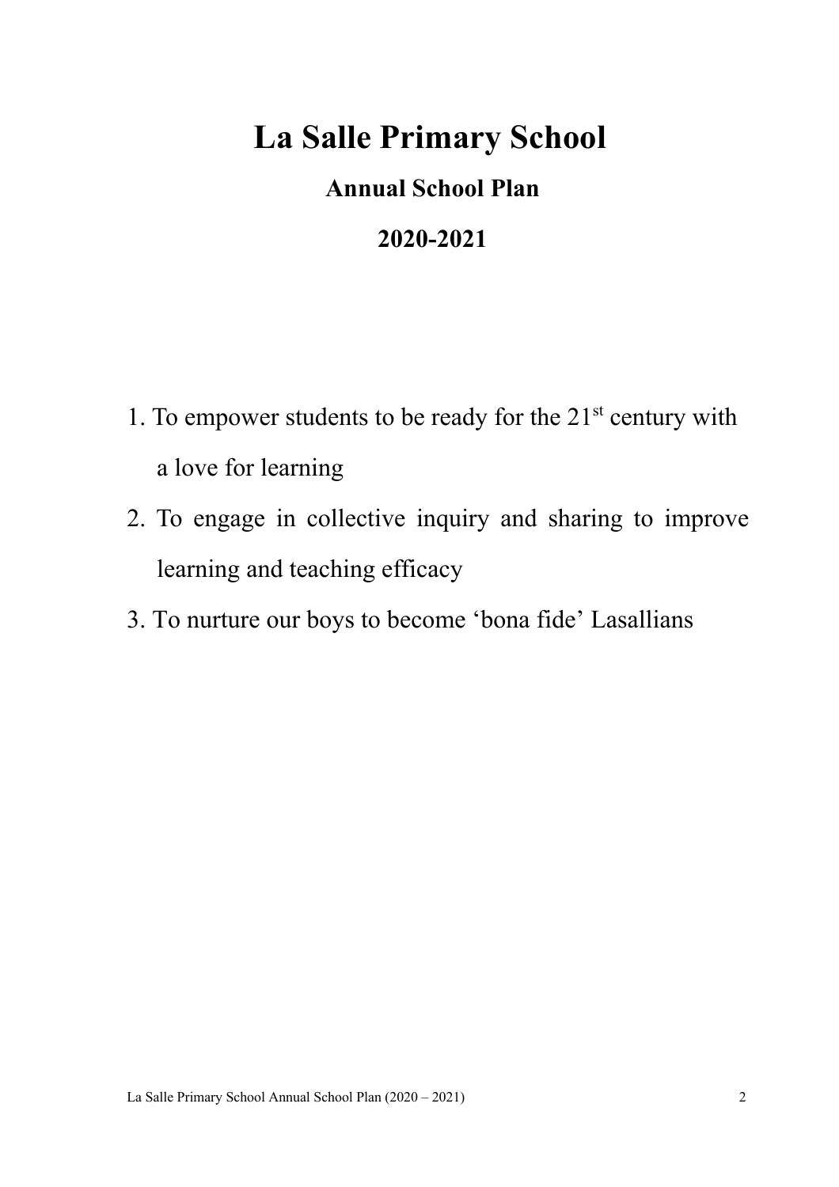# La Salle Primary School

## Annual School Plan

## 2020-2021

1. To empower students to be ready for the 21st century with a love for learning
2. To engage in collective inquiry and sharing to improve learning and teaching efficacy
3. To nurture our boys to become 'bona fide' Lasallians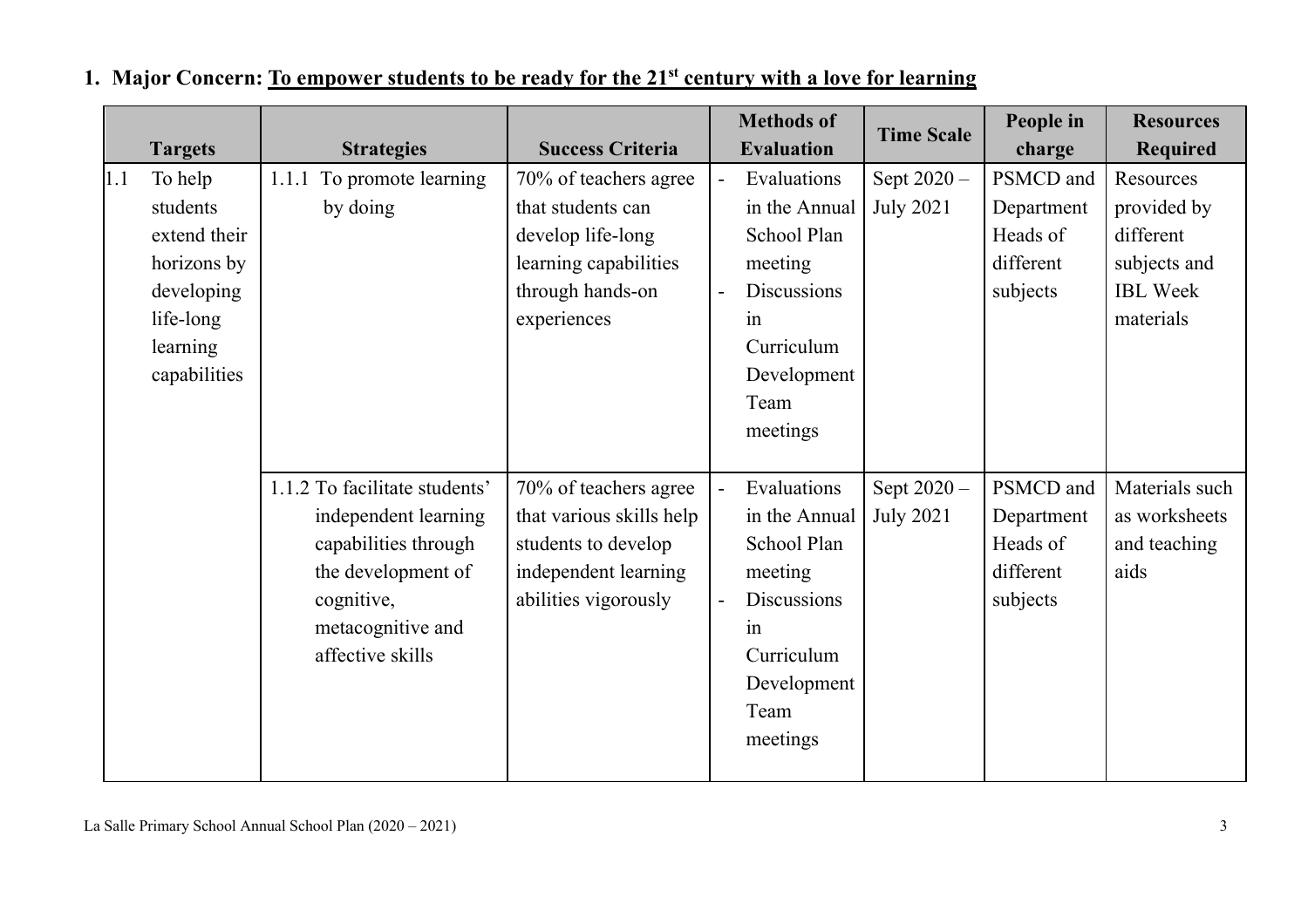1. **Major Concern: To empower students to be ready for the 21st century with a love for learning**

| Targets | Strategies | Success Criteria | Methods of Evaluation | Time Scale | People in charge | Resources Required |
|---|---|---|---|---|---|---|
| 1.1 To help students extend their horizons by developing life-long learning capabilities | 1.1.1 To promote learning by doing | 70% of teachers agree that students can develop life-long learning capabilities through hands-on experiences | - Evaluations in the Annual School Plan meeting<br>- Discussions in Curriculum Development Team meetings | Sept 2020 – July 2021 | PSMCD and Department Heads of different subjects | Resources provided by different subjects and IBL Week materials |
| | 1.1.2 To facilitate students' independent learning capabilities through the development of cognitive, metacognitive and affective skills | 70% of teachers agree that various skills help students to develop independent learning abilities vigorously | - Evaluations in the Annual School Plan meeting<br>- Discussions in Curriculum Development Team meetings | Sept 2020 – July 2021 | PSMCD and Department Heads of different subjects | Materials such as worksheets and teaching aids |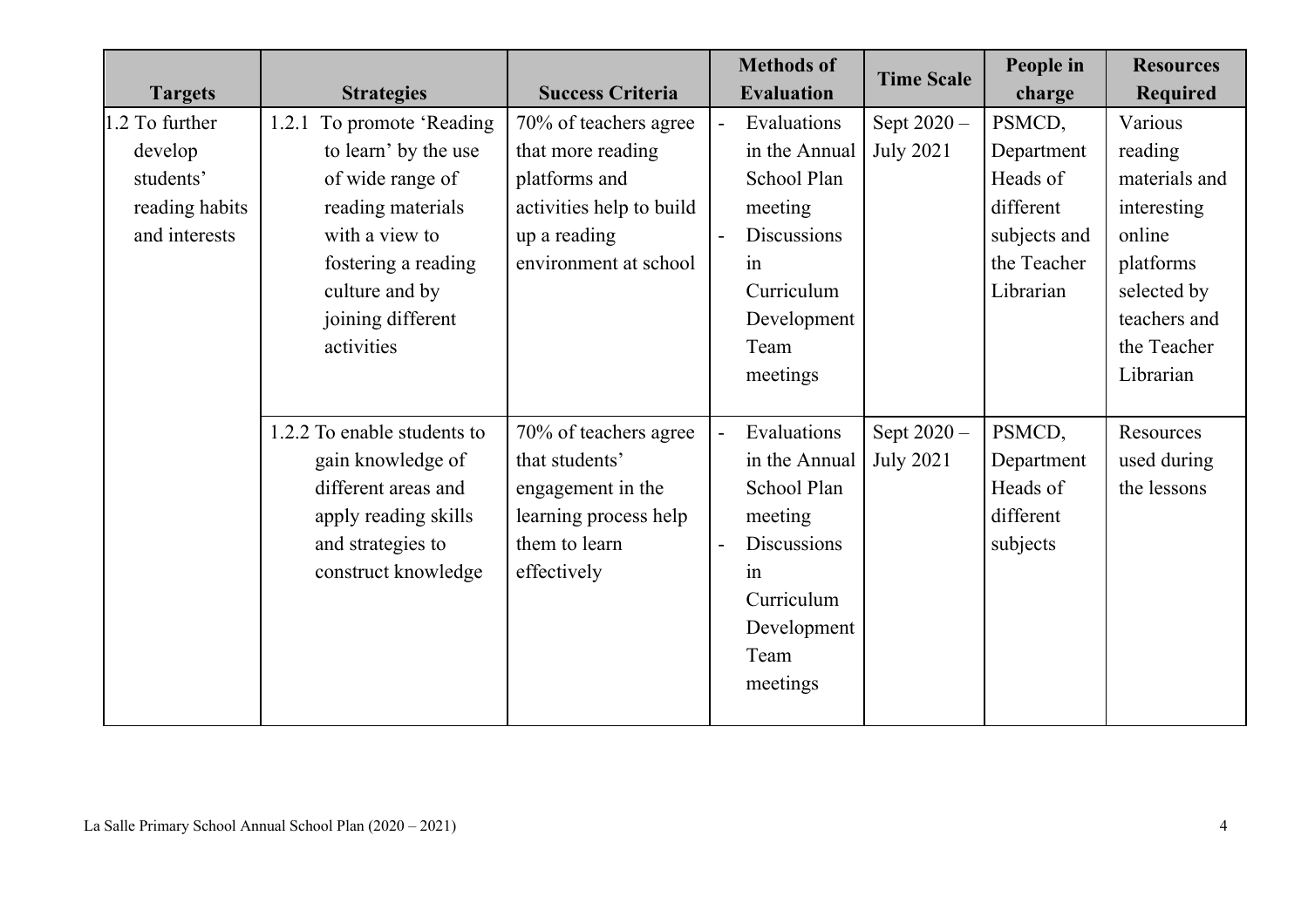| Targets | Strategies | Success Criteria | Methods of Evaluation | Time Scale | People in charge | Resources Required |
|---|---|---|---|---|---|---|
| 1.2 To further develop students' reading habits and interests | 1.2.1 To promote 'Reading to learn' by the use of wide range of reading materials with a view to fostering a reading culture and by joining different activities | 70% of teachers agree that more reading platforms and activities help to build up a reading environment at school | - Evaluations in the Annual School Plan meeting<br>- Discussions in Curriculum Development Team meetings | Sept 2020 – July 2021 | PSMCD, Department Heads of different subjects and the Teacher Librarian | Various reading materials and interesting online platforms selected by teachers and the Teacher Librarian |
| | 1.2.2 To enable students to gain knowledge of different areas and apply reading skills and strategies to construct knowledge | 70% of teachers agree that students' engagement in the learning process help them to learn effectively | - Evaluations in the Annual School Plan meeting<br>- Discussions in Curriculum Development Team meetings | Sept 2020 – July 2021 | PSMCD, Department Heads of different subjects | Resources used during the lessons |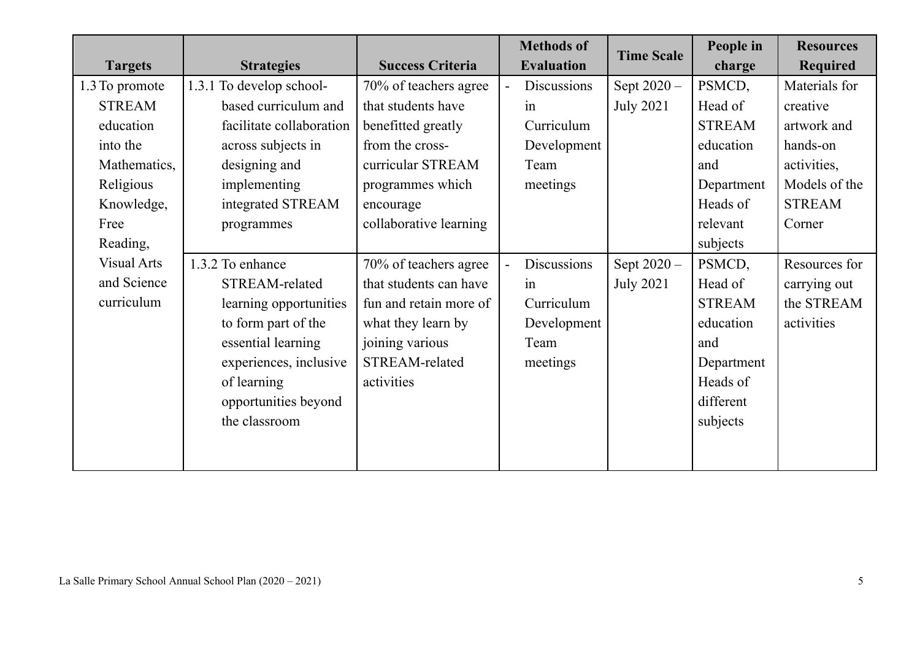| Targets | Strategies | Success Criteria | Methods of Evaluation | Time Scale | People in charge | Resources Required |
|---|---|---|---|---|---|---|
| 1.3 To promote STREAM education into the Mathematics, Religious Knowledge, Free Reading, Visual Arts and Science curriculum | 1.3.1 To develop school-based curriculum and facilitate collaboration across subjects in designing and implementing integrated STREAM programmes | 70% of teachers agree that students have benefitted greatly from the cross-curricular STREAM programmes which encourage collaborative learning | - Discussions in Curriculum Development Team meetings | Sept 2020 – July 2021 | PSMCD, Head of STREAM education and Department Heads of relevant subjects | Materials for creative artwork and hands-on activities, Models of the STREAM Corner |
| | 1.3.2 To enhance STREAM-related learning opportunities to form part of the essential learning experiences, inclusive of learning opportunities beyond the classroom | 70% of teachers agree that students can have fun and retain more of what they learn by joining various STREAM-related activities | - Discussions in Curriculum Development Team meetings | Sept 2020 – July 2021 | PSMCD, Head of STREAM education and Department Heads of different subjects | Resources for carrying out the STREAM activities |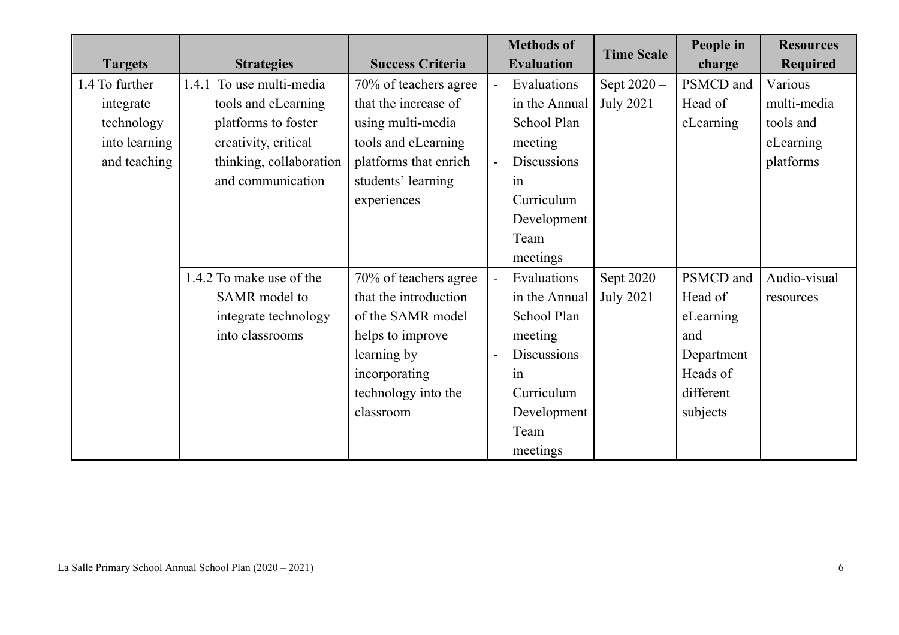| Targets | Strategies | Success Criteria | Methods of Evaluation | Time Scale | People in charge | Resources Required |
|---|---|---|---|---|---|---|
| 1.4 To further integrate technology into learning and teaching | 1.4.1 To use multi-media tools and eLearning platforms to foster creativity, critical thinking, collaboration and communication | 70% of teachers agree that the increase of using multi-media tools and eLearning platforms that enrich students' learning experiences | - Evaluations in the Annual School Plan meeting<br>- Discussions in Curriculum Development Team meetings | Sept 2020 – July 2021 | PSMCD and Head of eLearning | Various multi-media tools and eLearning platforms |
| | 1.4.2 To make use of the SAMR model to integrate technology into classrooms | 70% of teachers agree that the introduction of the SAMR model helps to improve learning by incorporating technology into the classroom | - Evaluations in the Annual School Plan meeting<br>- Discussions in Curriculum Development Team meetings | Sept 2020 – July 2021 | PSMCD and Head of eLearning and Department Heads of different subjects | Audio-visual resources |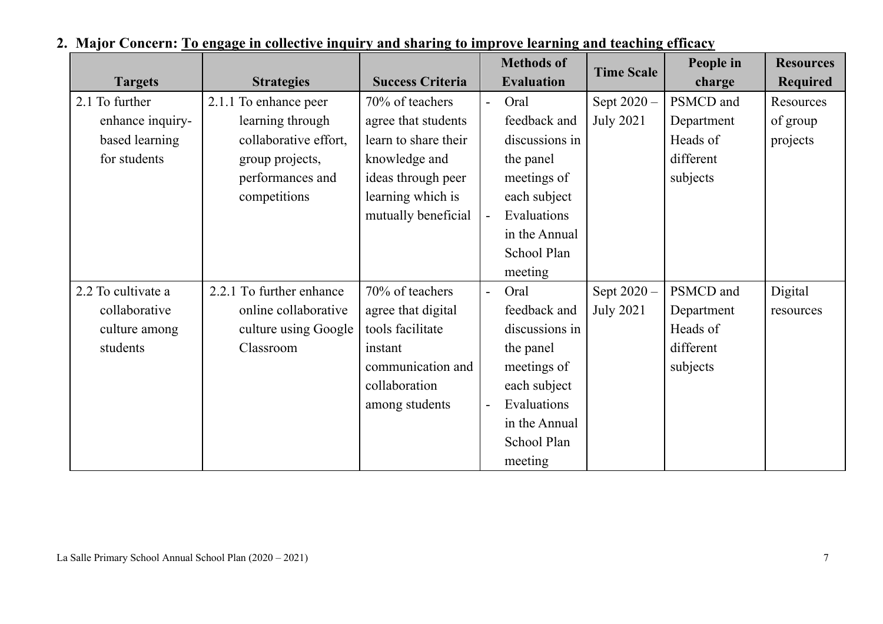## 2. Major Concern: <u>To engage in collective inquiry and sharing to improve learning and teaching efficacy</u>

| Targets | Strategies | Success Criteria | Methods of Evaluation | Time Scale | People in charge | Resources Required |
|---|---|---|---|---|---|---|
| 2.1 To further enhance inquiry-based learning for students | 2.1.1 To enhance peer learning through collaborative effort, group projects, performances and competitions | 70% of teachers agree that students learn to share their knowledge and ideas through peer learning which is mutually beneficial | - Oral feedback and discussions in the panel meetings of each subject<br>- Evaluations in the Annual School Plan meeting | Sept 2020 – July 2021 | PSMCD and Department Heads of different subjects | Resources of group projects |
| 2.2 To cultivate a collaborative culture among students | 2.2.1 To further enhance online collaborative culture using Google Classroom | 70% of teachers agree that digital tools facilitate instant communication and collaboration among students | - Oral feedback and discussions in the panel meetings of each subject<br>- Evaluations in the Annual School Plan meeting | Sept 2020 – July 2021 | PSMCD and Department Heads of different subjects | Digital resources |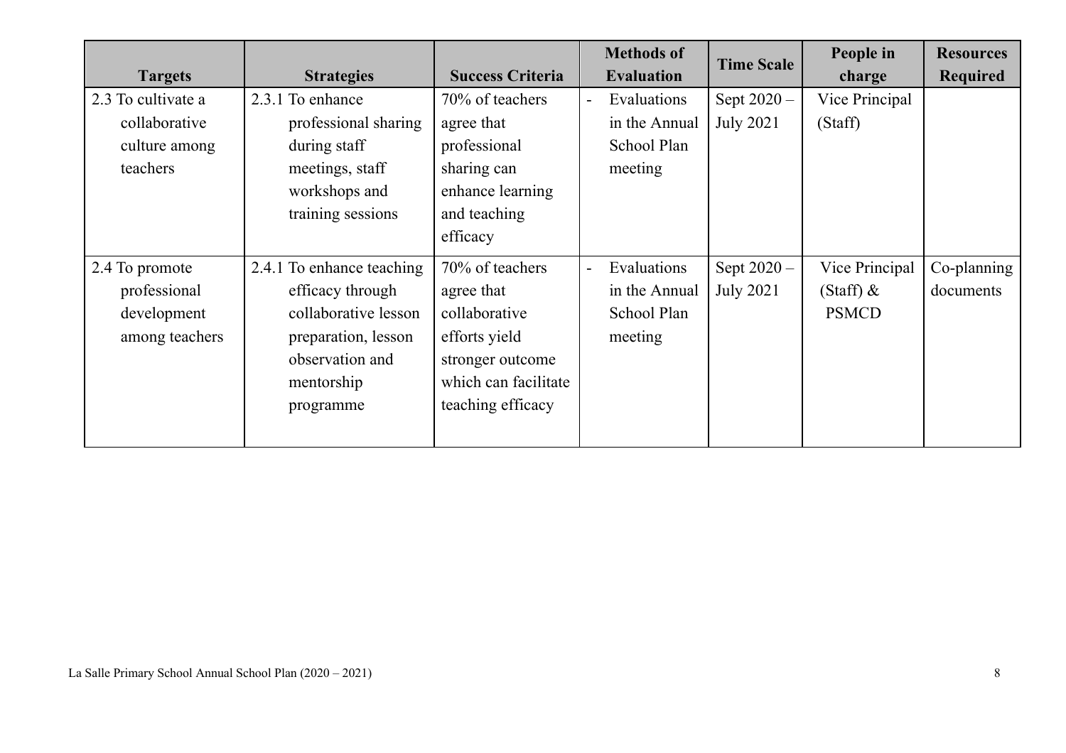| Targets | Strategies | Success Criteria | Methods of Evaluation | Time Scale | People in charge | Resources Required |
|---|---|---|---|---|---|---|
| 2.3 To cultivate a collaborative culture among teachers | 2.3.1 To enhance professional sharing during staff meetings, staff workshops and training sessions | 70% of teachers agree that professional sharing can enhance learning and teaching efficacy | - Evaluations in the Annual School Plan meeting | Sept 2020 – July 2021 | Vice Principal (Staff) | |
| 2.4 To promote professional development among teachers | 2.4.1 To enhance teaching efficacy through collaborative lesson preparation, lesson observation and mentorship programme | 70% of teachers agree that collaborative efforts yield stronger outcome which can facilitate teaching efficacy | - Evaluations in the Annual School Plan meeting | Sept 2020 – July 2021 | Vice Principal (Staff) & PSMCD | Co-planning documents |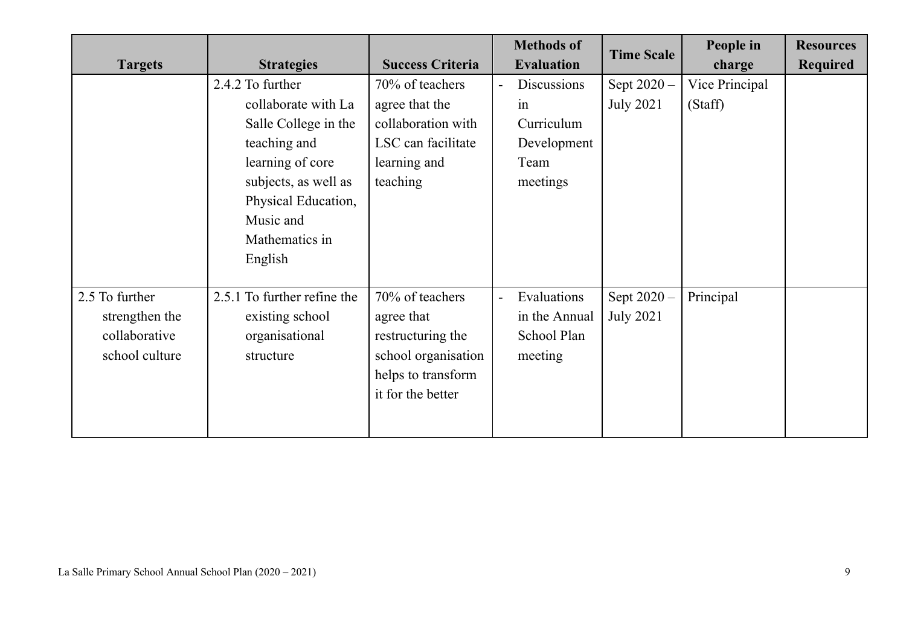| Targets | Strategies | Success Criteria | Methods of Evaluation | Time Scale | People in charge | Resources Required |
| --- | --- | --- | --- | --- | --- | --- |
| | 2.4.2 To further collaborate with La Salle College in the teaching and learning of core subjects, as well as Physical Education, Music and Mathematics in English | 70% of teachers agree that the collaboration with LSC can facilitate learning and teaching | - Discussions in Curriculum Development Team meetings | Sept 2020 – July 2021 | Vice Principal (Staff) | |
| 2.5 To further strengthen the collaborative school culture | 2.5.1 To further refine the existing school organisational structure | 70% of teachers agree that restructuring the school organisation helps to transform it for the better | - Evaluations in the Annual School Plan meeting | Sept 2020 – July 2021 | Principal | |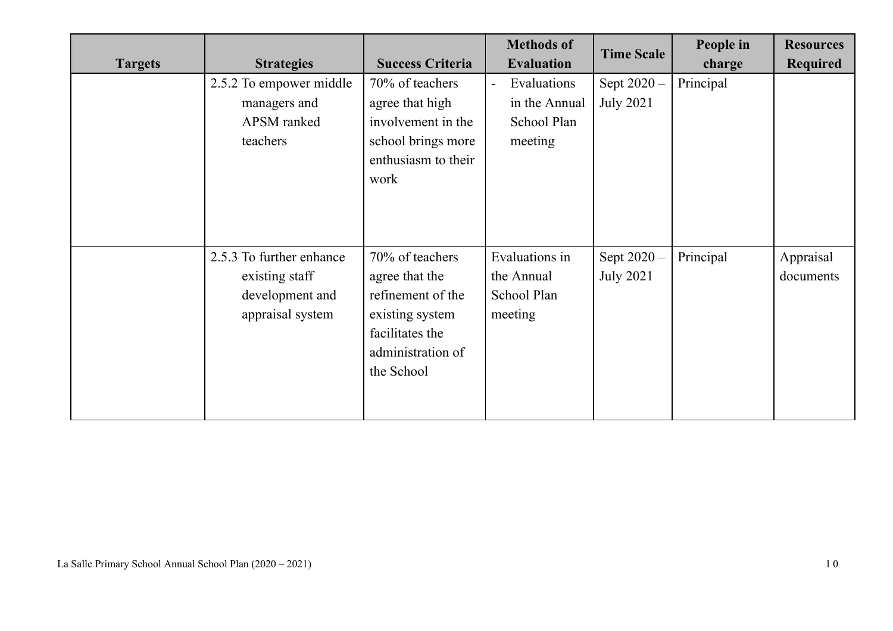| Targets | Strategies | Success Criteria | Methods of Evaluation | Time Scale | People in charge | Resources Required |
|---|---|---|---|---|---|---|
| | 2.5.2 To empower middle managers and APSM ranked teachers | 70% of teachers agree that high involvement in the school brings more enthusiasm to their work | - Evaluations in the Annual School Plan meeting | Sept 2020 – July 2021 | Principal | |
| | 2.5.3 To further enhance existing staff development and appraisal system | 70% of teachers agree that the refinement of the existing system facilitates the administration of the School | Evaluations in the Annual School Plan meeting | Sept 2020 – July 2021 | Principal | Appraisal documents |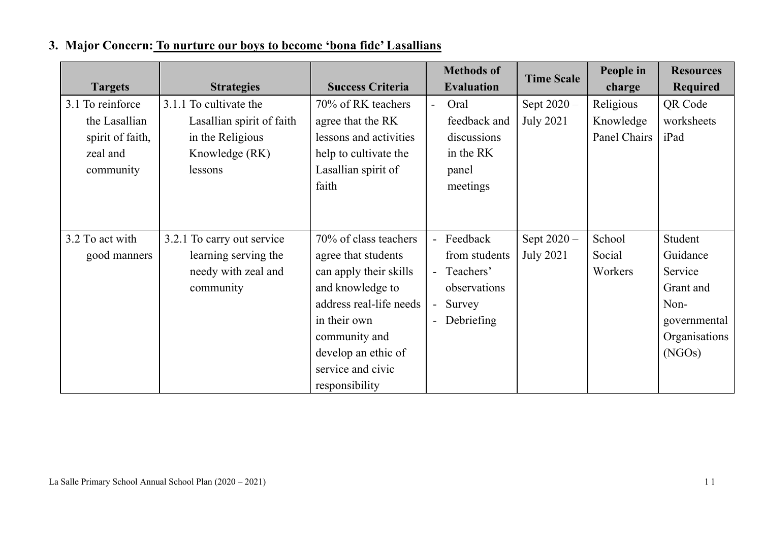## 3. Major Concern: To nurture our boys to become 'bona fide' Lasallians

| Targets | Strategies | Success Criteria | Methods of Evaluation | Time Scale | People in charge | Resources Required |
|---|---|---|---|---|---|---|
| 3.1 To reinforce the Lasallian spirit of faith, zeal and community | 3.1.1 To cultivate the Lasallian spirit of faith in the Religious Knowledge (RK) lessons | 70% of RK teachers agree that the RK lessons and activities help to cultivate the Lasallian spirit of faith | - Oral feedback and discussions in the RK panel meetings | Sept 2020 – July 2021 | Religious Knowledge Panel Chairs | QR Code worksheets<br>iPad |
| 3.2 To act with good manners | 3.2.1 To carry out service learning serving the needy with zeal and community | 70% of class teachers agree that students can apply their skills and knowledge to address real-life needs in their own community and develop an ethic of service and civic responsibility | - Feedback from students<br>- Teachers' observations<br>- Survey<br>- Debriefing | Sept 2020 – July 2021 | School Social Workers | Student Guidance Service Grant and Non-governmental Organisations (NGOs) |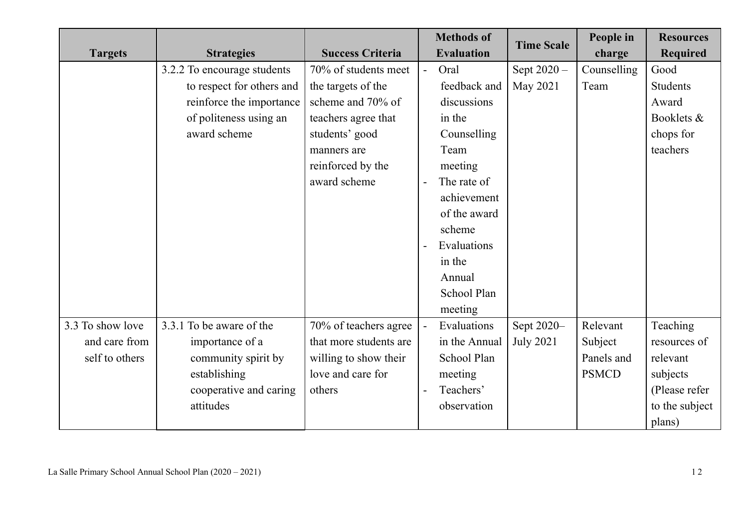| Targets | Strategies | Success Criteria | Methods of Evaluation | Time Scale | People in charge | Resources Required |
|---|---|---|---|---|---|---|
| | 3.2.2 To encourage students to respect for others and reinforce the importance of politeness using an award scheme | 70% of students meet the targets of the scheme and 70% of teachers agree that students' good manners are reinforced by the award scheme | - Oral feedback and discussions in the Counselling Team meeting<br>- The rate of achievement of the award scheme<br>- Evaluations in the Annual School Plan meeting | Sept 2020 – May 2021 | Counselling Team | Good Students Award Booklets & chops for teachers |
| 3.3 To show love and care from self to others | 3.3.1 To be aware of the importance of a community spirit by establishing cooperative and caring attitudes | 70% of teachers agree that more students are willing to show their love and care for others | - Evaluations in the Annual School Plan meeting<br>- Teachers' observation | Sept 2020– July 2021 | Relevant Subject Panels and PSMCD | Teaching resources of relevant subjects (Please refer to the subject plans) |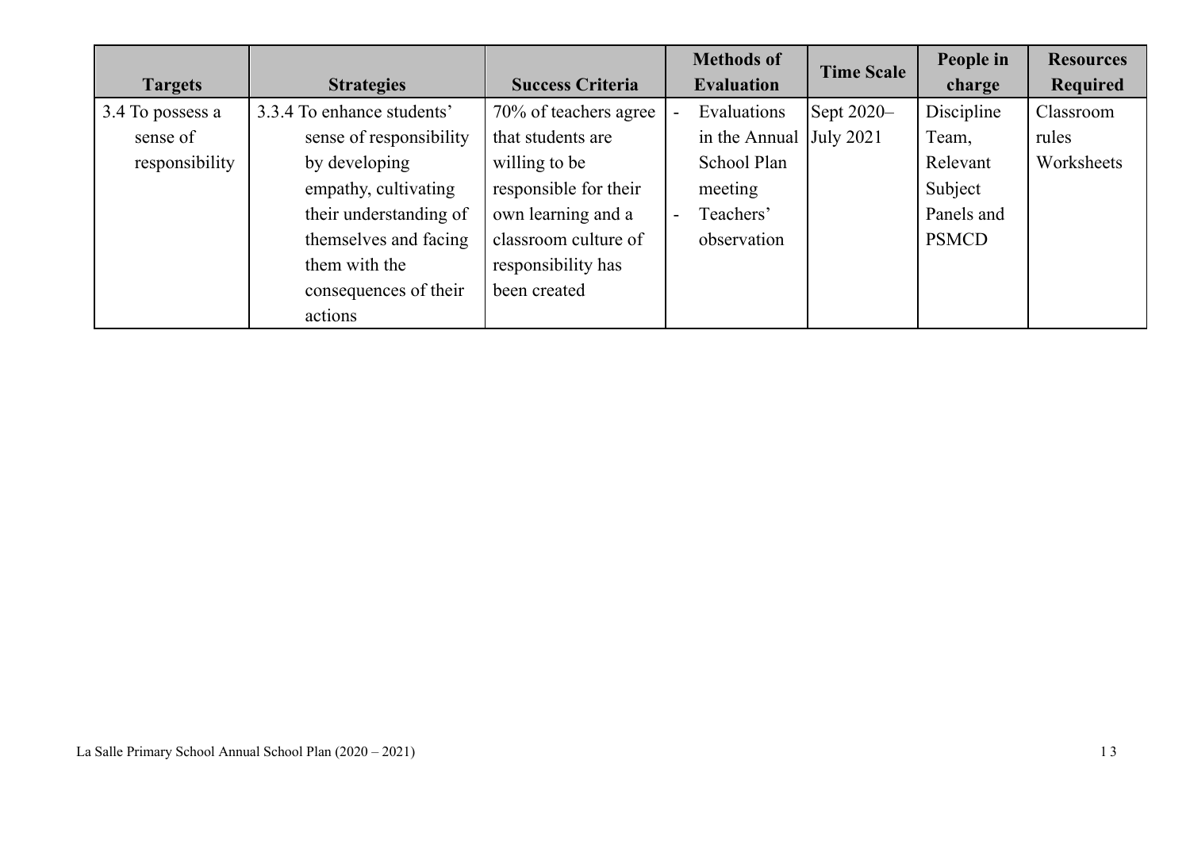| Targets | Strategies | Success Criteria | Methods of Evaluation | Time Scale | People in charge | Resources Required |
|---|---|---|---|---|---|---|
| 3.4 To possess a sense of responsibility | 3.3.4 To enhance students' sense of responsibility by developing empathy, cultivating their understanding of themselves and facing them with the consequences of their actions | 70% of teachers agree that students are willing to be responsible for their own learning and a classroom culture of responsibility has been created | - Evaluations in the Annual School Plan meeting<br>- Teachers' observation | Sept 2020– July 2021 | Discipline Team, Relevant Subject Panels and PSMCD | Classroom rules<br>Worksheets |